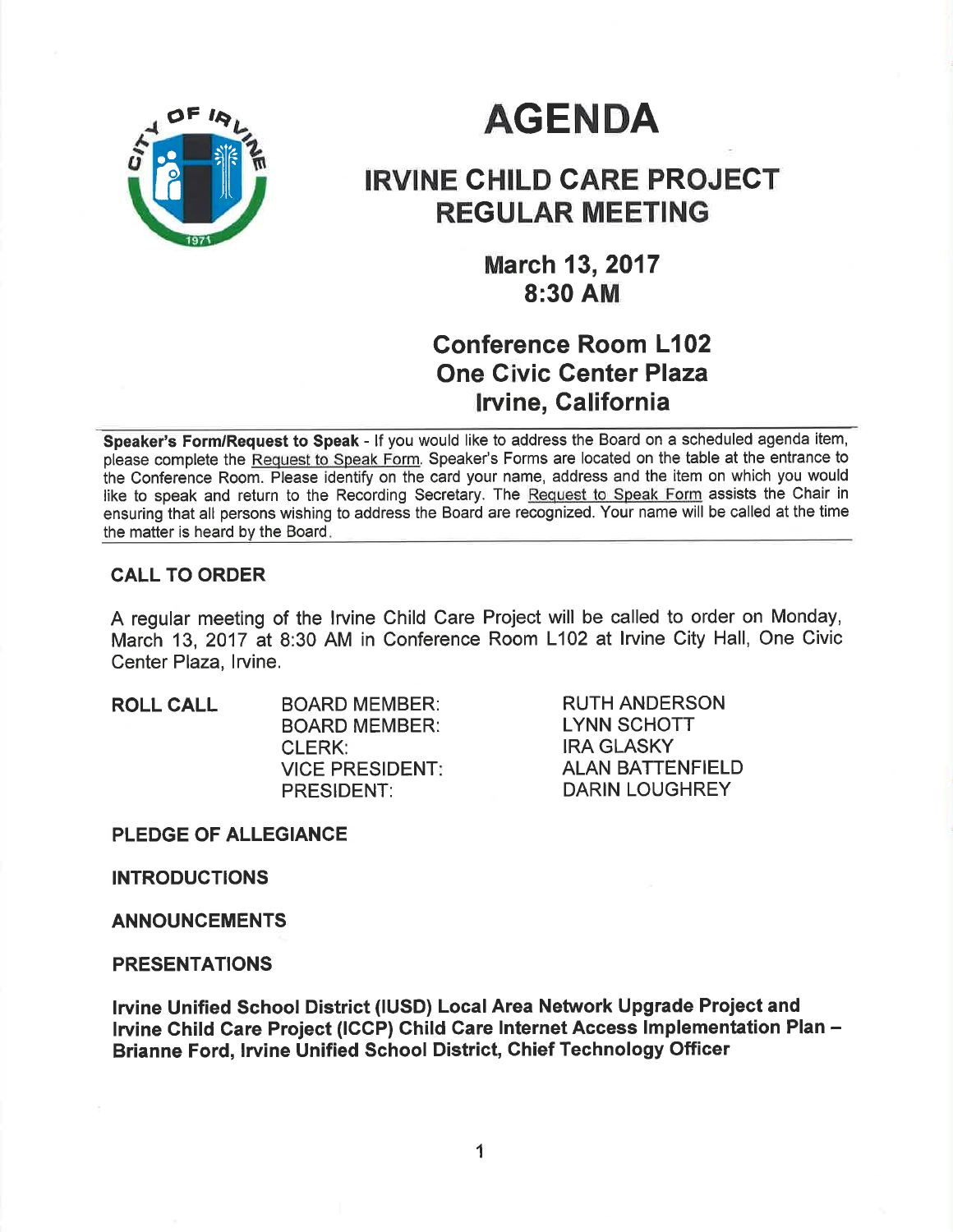# AGENDA

## IRVINE CHILD CARE PROJECT REGULAR MEETING

### March 13, 2017
### 8:30 AM

### Conference Room L102
### One Civic Center Plaza
### Irvine, California

**Speaker's Form/Request to Speak** - If you would like to address the Board on a scheduled agenda item, please complete the Request to Speak Form. Speaker's Forms are located on the table at the entrance to the Conference Room. Please identify on the card your name, address and the item on which you would like to speak and return to the Recording Secretary. The Request to Speak Form assists the Chair in ensuring that all persons wishing to address the Board are recognized. Your name will be called at the time the matter is heard by the Board.

**CALL TO ORDER**

A regular meeting of the Irvine Child Care Project will be called to order on Monday, March 13, 2017 at 8:30 AM in Conference Room L102 at Irvine City Hall, One Civic Center Plaza, Irvine.

**ROLL CALL**

| | |
|---|---|
| BOARD MEMBER: | RUTH ANDERSON |
| BOARD MEMBER: | LYNN SCHOTT |
| CLERK: | IRA GLASKY |
| VICE PRESIDENT: | ALAN BATTENFIELD |
| PRESIDENT: | DARIN LOUGHREY |

**PLEDGE OF ALLEGIANCE**

**INTRODUCTIONS**

**ANNOUNCEMENTS**

**PRESENTATIONS**

**Irvine Unified School District (IUSD) Local Area Network Upgrade Project and Irvine Child Care Project (ICCP) Child Care Internet Access Implementation Plan – Brianne Ford, Irvine Unified School District, Chief Technology Officer**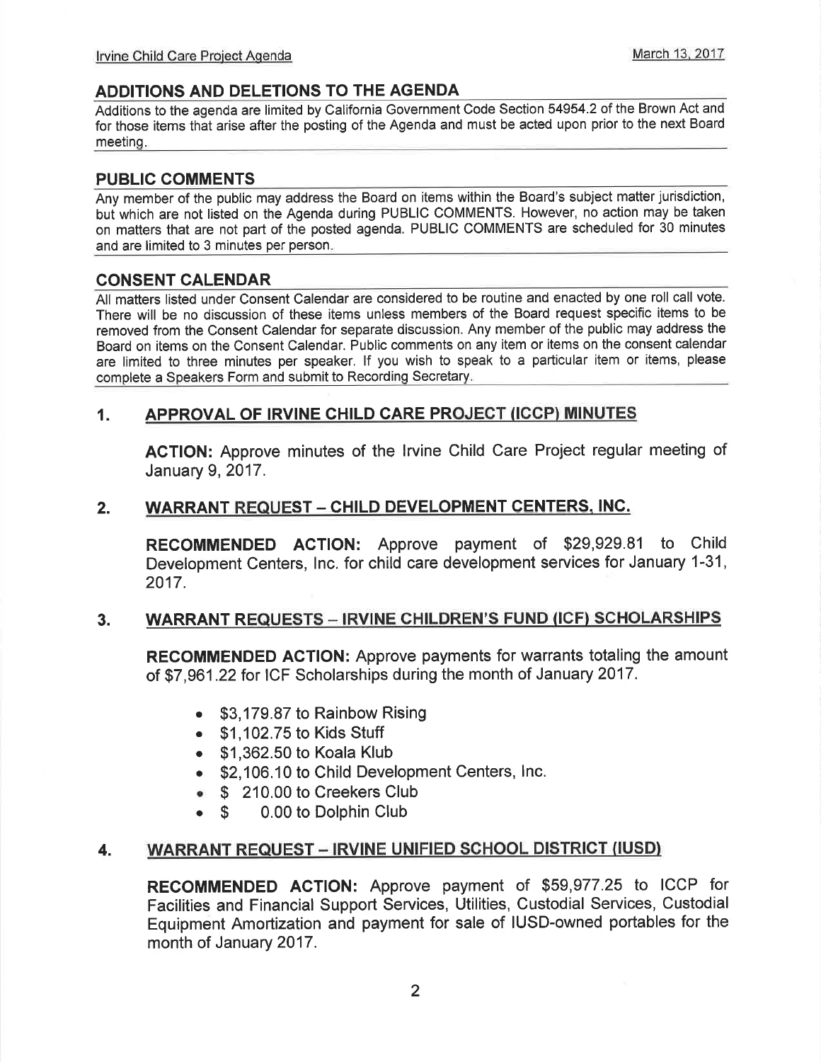## ADDITIONS AND DELETIONS TO THE AGENDA

Additions to the agenda are limited by California Government Code Section 54954.2 of the Brown Act and for those items that arise after the posting of the Agenda and must be acted upon prior to the next Board meeting.

## PUBLIC COMMENTS

Any member of the public may address the Board on items within the Board's subject matter jurisdiction, but which are not listed on the Agenda during PUBLIC COMMENTS. However, no action may be taken on matters that are not part of the posted agenda. PUBLIC COMMENTS are scheduled for 30 minutes and are limited to 3 minutes per person.

## CONSENT CALENDAR

All matters listed under Consent Calendar are considered to be routine and enacted by one roll call vote. There will be no discussion of these items unless members of the Board request specific items to be removed from the Consent Calendar for separate discussion. Any member of the public may address the Board on items on the Consent Calendar. Public comments on any item or items on the consent calendar are limited to three minutes per speaker. If you wish to speak to a particular item or items, please complete a Speakers Form and submit to Recording Secretary.

### 1. APPROVAL OF IRVINE CHILD CARE PROJECT (ICCP) MINUTES

**ACTION:** Approve minutes of the Irvine Child Care Project regular meeting of January 9, 2017.

### 2. WARRANT REQUEST – CHILD DEVELOPMENT CENTERS, INC.

**RECOMMENDED ACTION:** Approve payment of $29,929.81 to Child Development Centers, Inc. for child care development services for January 1-31, 2017.

### 3. WARRANT REQUESTS – IRVINE CHILDREN'S FUND (ICF) SCHOLARSHIPS

**RECOMMENDED ACTION:** Approve payments for warrants totaling the amount of $7,961.22 for ICF Scholarships during the month of January 2017.

- $3,179.87 to Rainbow Rising
- $1,102.75 to Kids Stuff
- $1,362.50 to Koala Klub
- $2,106.10 to Child Development Centers, Inc.
- $ 210.00 to Creekers Club
- $ 0.00 to Dolphin Club

### 4. WARRANT REQUEST – IRVINE UNIFIED SCHOOL DISTRICT (IUSD)

**RECOMMENDED ACTION:** Approve payment of $59,977.25 to ICCP for Facilities and Financial Support Services, Utilities, Custodial Services, Custodial Equipment Amortization and payment for sale of IUSD-owned portables for the month of January 2017.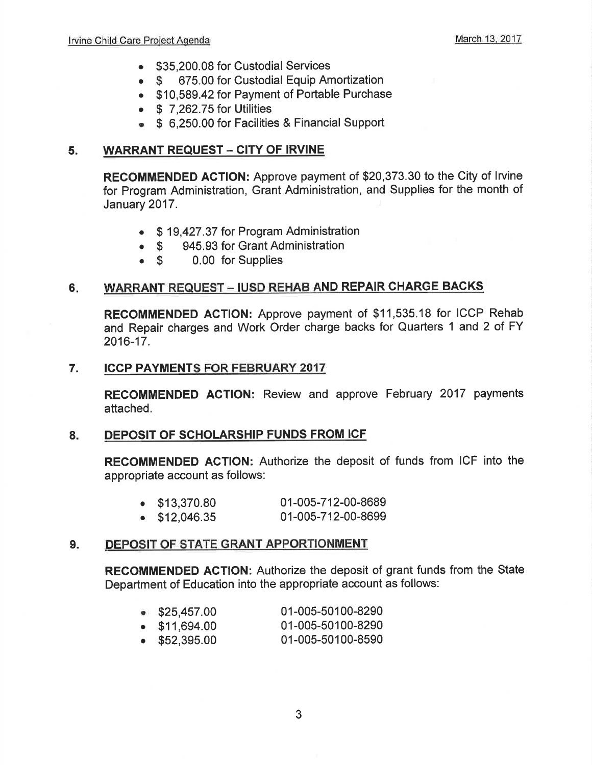- $35,200.08 for Custodial Services
- $ 675.00 for Custodial Equip Amortization
- $10,589.42 for Payment of Portable Purchase
- $ 7,262.75 for Utilities
- $ 6,250.00 for Facilities & Financial Support

## 5. WARRANT REQUEST – CITY OF IRVINE

**RECOMMENDED ACTION:** Approve payment of $20,373.30 to the City of Irvine for Program Administration, Grant Administration, and Supplies for the month of January 2017.

- $ 19,427.37 for Program Administration
- $ 945.93 for Grant Administration
- $ 0.00 for Supplies

## 6. WARRANT REQUEST – IUSD REHAB AND REPAIR CHARGE BACKS

**RECOMMENDED ACTION:** Approve payment of $11,535.18 for ICCP Rehab and Repair charges and Work Order charge backs for Quarters 1 and 2 of FY 2016-17.

## 7. ICCP PAYMENTS FOR FEBRUARY 2017

**RECOMMENDED ACTION:** Review and approve February 2017 payments attached.

## 8. DEPOSIT OF SCHOLARSHIP FUNDS FROM ICF

**RECOMMENDED ACTION:** Authorize the deposit of funds from ICF into the appropriate account as follows:

- $13,370.80 01-005-712-00-8689
- $12,046.35 01-005-712-00-8699

## 9. DEPOSIT OF STATE GRANT APPORTIONMENT

**RECOMMENDED ACTION:** Authorize the deposit of grant funds from the State Department of Education into the appropriate account as follows:

- $25,457.00 01-005-50100-8290
- $11,694.00 01-005-50100-8290
- $52,395.00 01-005-50100-8590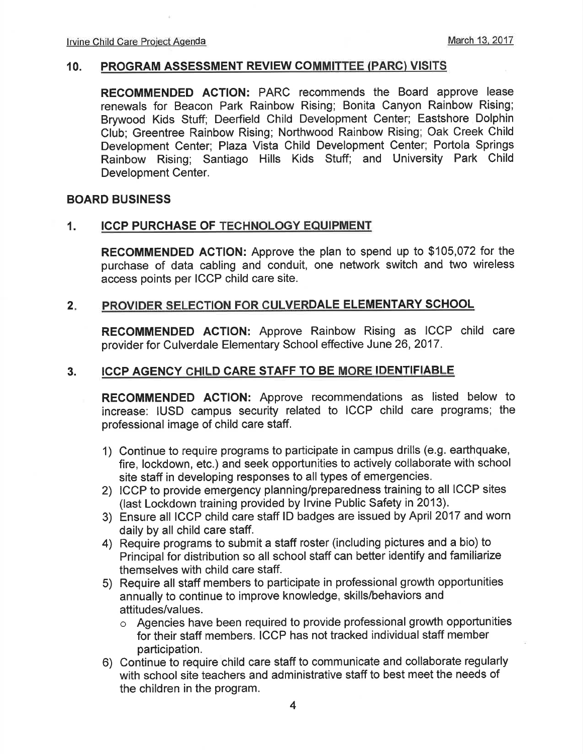## 10. PROGRAM ASSESSMENT REVIEW COMMITTEE (PARC) VISITS

**RECOMMENDED ACTION:** PARC recommends the Board approve lease renewals for Beacon Park Rainbow Rising; Bonita Canyon Rainbow Rising; Brywood Kids Stuff; Deerfield Child Development Center; Eastshore Dolphin Club; Greentree Rainbow Rising; Northwood Rainbow Rising; Oak Creek Child Development Center; Plaza Vista Child Development Center; Portola Springs Rainbow Rising; Santiago Hills Kids Stuff; and University Park Child Development Center.

## BOARD BUSINESS

## 1. ICCP PURCHASE OF TECHNOLOGY EQUIPMENT

**RECOMMENDED ACTION:** Approve the plan to spend up to $105,072 for the purchase of data cabling and conduit, one network switch and two wireless access points per ICCP child care site.

## 2. PROVIDER SELECTION FOR CULVERDALE ELEMENTARY SCHOOL

**RECOMMENDED ACTION:** Approve Rainbow Rising as ICCP child care provider for Culverdale Elementary School effective June 26, 2017.

## 3. ICCP AGENCY CHILD CARE STAFF TO BE MORE IDENTIFIABLE

**RECOMMENDED ACTION:** Approve recommendations as listed below to increase: IUSD campus security related to ICCP child care programs; the professional image of child care staff.

1) Continue to require programs to participate in campus drills (e.g. earthquake, fire, lockdown, etc.) and seek opportunities to actively collaborate with school site staff in developing responses to all types of emergencies.
2) ICCP to provide emergency planning/preparedness training to all ICCP sites (last Lockdown training provided by Irvine Public Safety in 2013).
3) Ensure all ICCP child care staff ID badges are issued by April 2017 and worn daily by all child care staff.
4) Require programs to submit a staff roster (including pictures and a bio) to Principal for distribution so all school staff can better identify and familiarize themselves with child care staff.
5) Require all staff members to participate in professional growth opportunities annually to continue to improve knowledge, skills/behaviors and attitudes/values.
   - Agencies have been required to provide professional growth opportunities for their staff members. ICCP has not tracked individual staff member participation.
6) Continue to require child care staff to communicate and collaborate regularly with school site teachers and administrative staff to best meet the needs of the children in the program.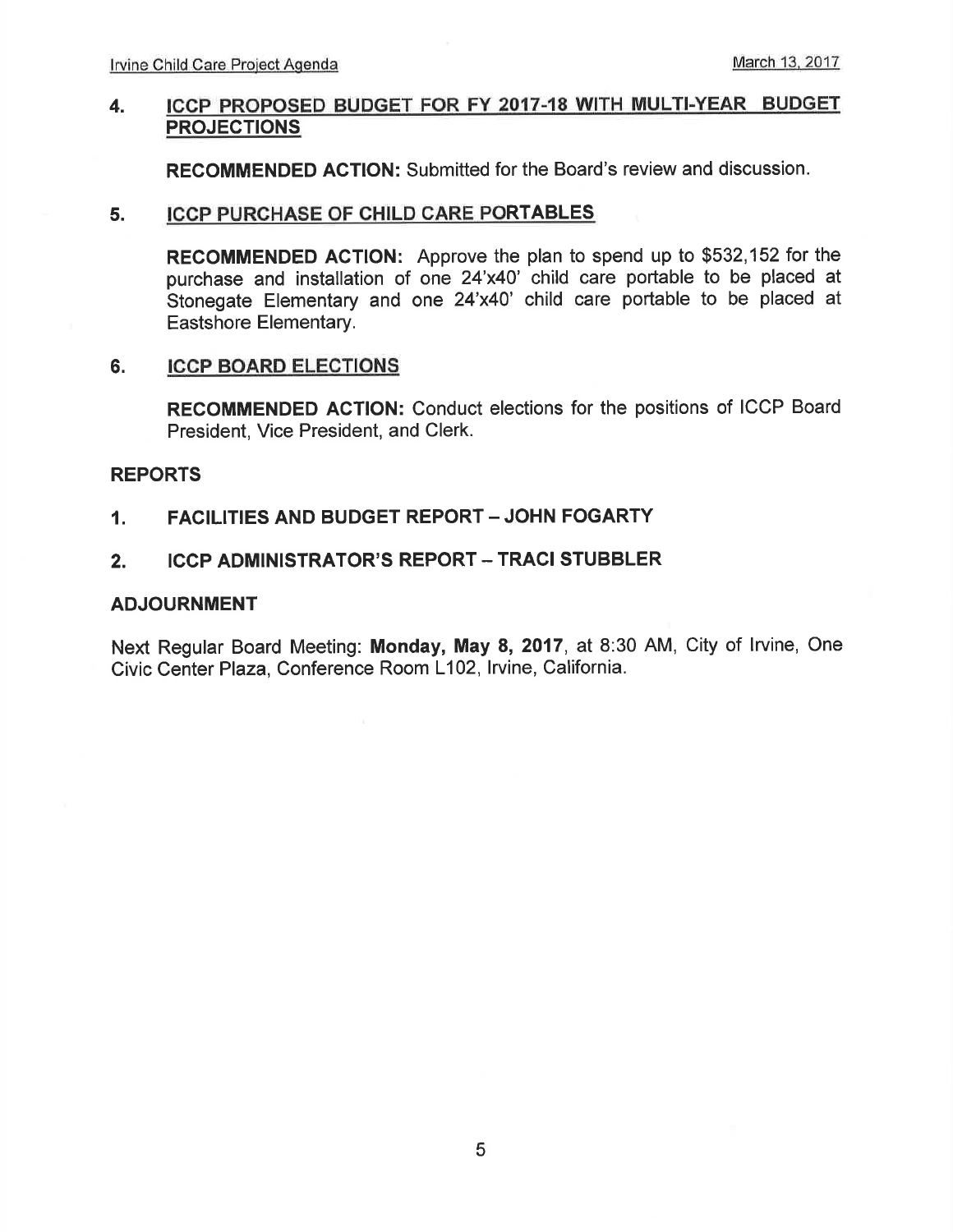## 4. ICCP PROPOSED BUDGET FOR FY 2017-18 WITH MULTI-YEAR BUDGET PROJECTIONS

**RECOMMENDED ACTION:** Submitted for the Board's review and discussion.

## 5. ICCP PURCHASE OF CHILD CARE PORTABLES

**RECOMMENDED ACTION:** Approve the plan to spend up to $532,152 for the purchase and installation of one 24'x40' child care portable to be placed at Stonegate Elementary and one 24'x40' child care portable to be placed at Eastshore Elementary.

## 6. ICCP BOARD ELECTIONS

**RECOMMENDED ACTION:** Conduct elections for the positions of ICCP Board President, Vice President, and Clerk.

## REPORTS

### 1. FACILITIES AND BUDGET REPORT – JOHN FOGARTY

### 2. ICCP ADMINISTRATOR'S REPORT – TRACI STUBBLER

## ADJOURNMENT

Next Regular Board Meeting: **Monday, May 8, 2017**, at 8:30 AM, City of Irvine, One Civic Center Plaza, Conference Room L102, Irvine, California.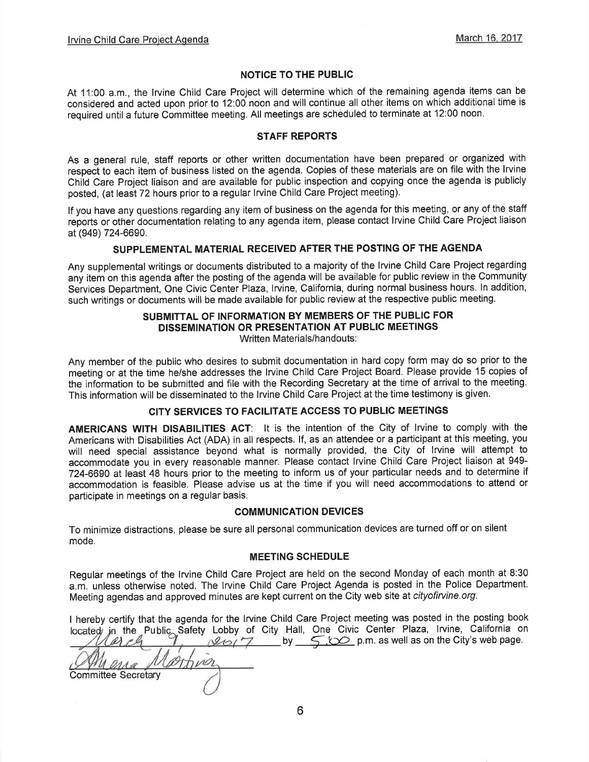## NOTICE TO THE PUBLIC

At 11:00 a.m., the Irvine Child Care Project will determine which of the remaining agenda items can be considered and acted upon prior to 12:00 noon and will continue all other items on which additional time is required until a future Committee meeting. All meetings are scheduled to terminate at 12:00 noon.

## STAFF REPORTS

As a general rule, staff reports or other written documentation have been prepared or organized with respect to each item of business listed on the agenda. Copies of these materials are on file with the Irvine Child Care Project liaison and are available for public inspection and copying once the agenda is publicly posted, (at least 72 hours prior to a regular Irvine Child Care Project meeting).

If you have any questions regarding any item of business on the agenda for this meeting, or any of the staff reports or other documentation relating to any agenda item, please contact Irvine Child Care Project liaison at (949) 724-6690.

## SUPPLEMENTAL MATERIAL RECEIVED AFTER THE POSTING OF THE AGENDA

Any supplemental writings or documents distributed to a majority of the Irvine Child Care Project regarding any item on this agenda after the posting of the agenda will be available for public review in the Community Services Department, One Civic Center Plaza, Irvine, California, during normal business hours. In addition, such writings or documents will be made available for public review at the respective public meeting.

## SUBMITTAL OF INFORMATION BY MEMBERS OF THE PUBLIC FOR DISSEMINATION OR PRESENTATION AT PUBLIC MEETINGS

Written Materials/handouts:

Any member of the public who desires to submit documentation in hard copy form may do so prior to the meeting or at the time he/she addresses the Irvine Child Care Project Board. Please provide 15 copies of the information to be submitted and file with the Recording Secretary at the time of arrival to the meeting. This information will be disseminated to the Irvine Child Care Project at the time testimony is given.

## CITY SERVICES TO FACILITATE ACCESS TO PUBLIC MEETINGS

**AMERICANS WITH DISABILITIES ACT**: It is the intention of the City of Irvine to comply with the Americans with Disabilities Act (ADA) in all respects. If, as an attendee or a participant at this meeting, you will need special assistance beyond what is normally provided, the City of Irvine will attempt to accommodate you in every reasonable manner. Please contact Irvine Child Care Project liaison at 949-724-6690 at least 48 hours prior to the meeting to inform us of your particular needs and to determine if accommodation is feasible. Please advise us at the time if you will need accommodations to attend or participate in meetings on a regular basis.

## COMMUNICATION DEVICES

To minimize distractions, please be sure all personal communication devices are turned off or on silent mode.

## MEETING SCHEDULE

Regular meetings of the Irvine Child Care Project are held on the second Monday of each month at 8:30 a.m. unless otherwise noted. The Irvine Child Care Project Agenda is posted in the Police Department. Meeting agendas and approved minutes are kept current on the City web site at *cityofirvine.org*.

I hereby certify that the agenda for the Irvine Child Care Project meeting was posted in the posting book located in the Public Safety Lobby of City Hall, One Civic Center Plaza, Irvine, California on March 9, 2017 by 5:00 p.m. as well as on the City's web page.

Aliena Martinez

Committee Secretary